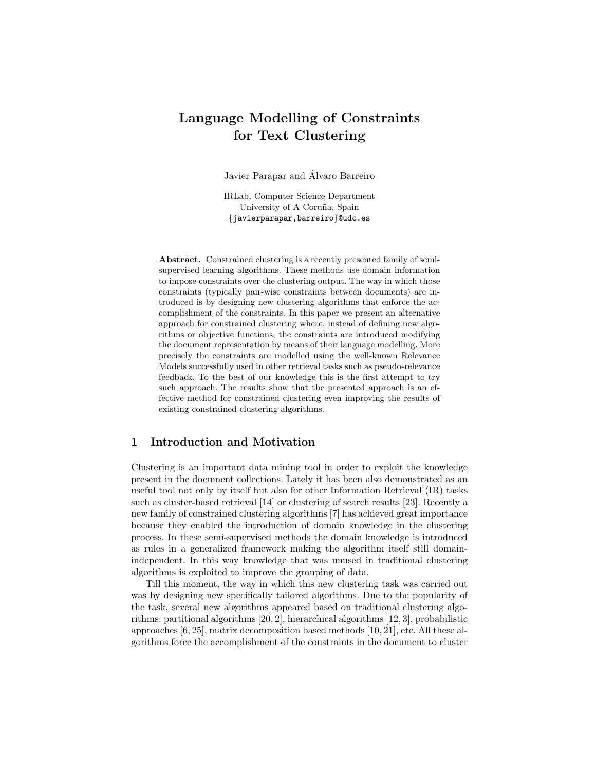# Language Modelling of Constraints for Text Clustering

Javier Parapar and Álvaro Barreiro

IRLab, Computer Science Department
University of A Coruña, Spain
{javierparapar,barreiro}@udc.es

**Abstract.** Constrained clustering is a recently presented family of semi-supervised learning algorithms. These methods use domain information to impose constraints over the clustering output. The way in which those constraints (typically pair-wise constraints between documents) are introduced is by designing new clustering algorithms that enforce the accomplishment of the constraints. In this paper we present an alternative approach for constrained clustering where, instead of defining new algorithms or objective functions, the constraints are introduced modifying the document representation by means of their language modelling. More precisely the constraints are modelled using the well-known Relevance Models successfully used in other retrieval tasks such as pseudo-relevance feedback. To the best of our knowledge this is the first attempt to try such approach. The results show that the presented approach is an effective method for constrained clustering even improving the results of existing constrained clustering algorithms.

## 1 Introduction and Motivation

Clustering is an important data mining tool in order to exploit the knowledge present in the document collections. Lately it has been also demonstrated as an useful tool not only by itself but also for other Information Retrieval (IR) tasks such as cluster-based retrieval [14] or clustering of search results [23]. Recently a new family of constrained clustering algorithms [7] has achieved great importance because they enabled the introduction of domain knowledge in the clustering process. In these semi-supervised methods the domain knowledge is introduced as rules in a generalized framework making the algorithm itself still domain-independent. In this way knowledge that was unused in traditional clustering algorithms is exploited to improve the grouping of data.

Till this moment, the way in which this new clustering task was carried out was by designing new specifically tailored algorithms. Due to the popularity of the task, several new algorithms appeared based on traditional clustering algorithms: partitional algorithms [20, 2], hierarchical algorithms [12, 3], probabilistic approaches [6, 25], matrix decomposition based methods [10, 21], etc. All these algorithms force the accomplishment of the constraints in the document to cluster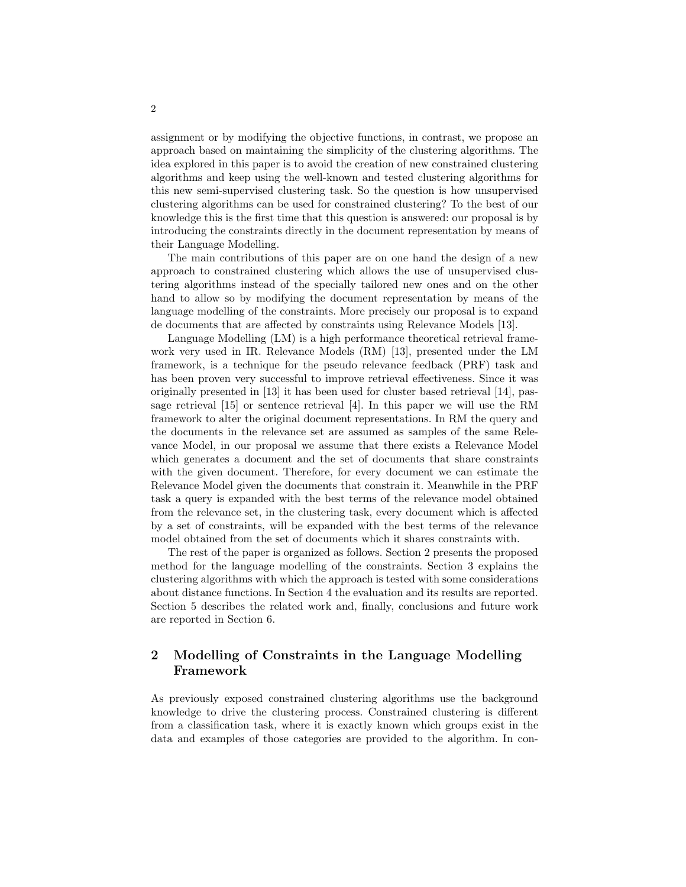assignment or by modifying the objective functions, in contrast, we propose an approach based on maintaining the simplicity of the clustering algorithms. The idea explored in this paper is to avoid the creation of new constrained clustering algorithms and keep using the well-known and tested clustering algorithms for this new semi-supervised clustering task. So the question is how unsupervised clustering algorithms can be used for constrained clustering? To the best of our knowledge this is the first time that this question is answered: our proposal is by introducing the constraints directly in the document representation by means of their Language Modelling.

The main contributions of this paper are on one hand the design of a new approach to constrained clustering which allows the use of unsupervised clustering algorithms instead of the specially tailored new ones and on the other hand to allow so by modifying the document representation by means of the language modelling of the constraints. More precisely our proposal is to expand de documents that are affected by constraints using Relevance Models [13].

Language Modelling (LM) is a high performance theoretical retrieval framework very used in IR. Relevance Models (RM) [13], presented under the LM framework, is a technique for the pseudo relevance feedback (PRF) task and has been proven very successful to improve retrieval effectiveness. Since it was originally presented in [13] it has been used for cluster based retrieval [14], passage retrieval [15] or sentence retrieval [4]. In this paper we will use the RM framework to alter the original document representations. In RM the query and the documents in the relevance set are assumed as samples of the same Relevance Model, in our proposal we assume that there exists a Relevance Model which generates a document and the set of documents that share constraints with the given document. Therefore, for every document we can estimate the Relevance Model given the documents that constrain it. Meanwhile in the PRF task a query is expanded with the best terms of the relevance model obtained from the relevance set, in the clustering task, every document which is affected by a set of constraints, will be expanded with the best terms of the relevance model obtained from the set of documents which it shares constraints with.

The rest of the paper is organized as follows. Section 2 presents the proposed method for the language modelling of the constraints. Section 3 explains the clustering algorithms with which the approach is tested with some considerations about distance functions. In Section 4 the evaluation and its results are reported. Section 5 describes the related work and, finally, conclusions and future work are reported in Section 6.

## 2 Modelling of Constraints in the Language Modelling Framework

As previously exposed constrained clustering algorithms use the background knowledge to drive the clustering process. Constrained clustering is different from a classification task, where it is exactly known which groups exist in the data and examples of those categories are provided to the algorithm. In con-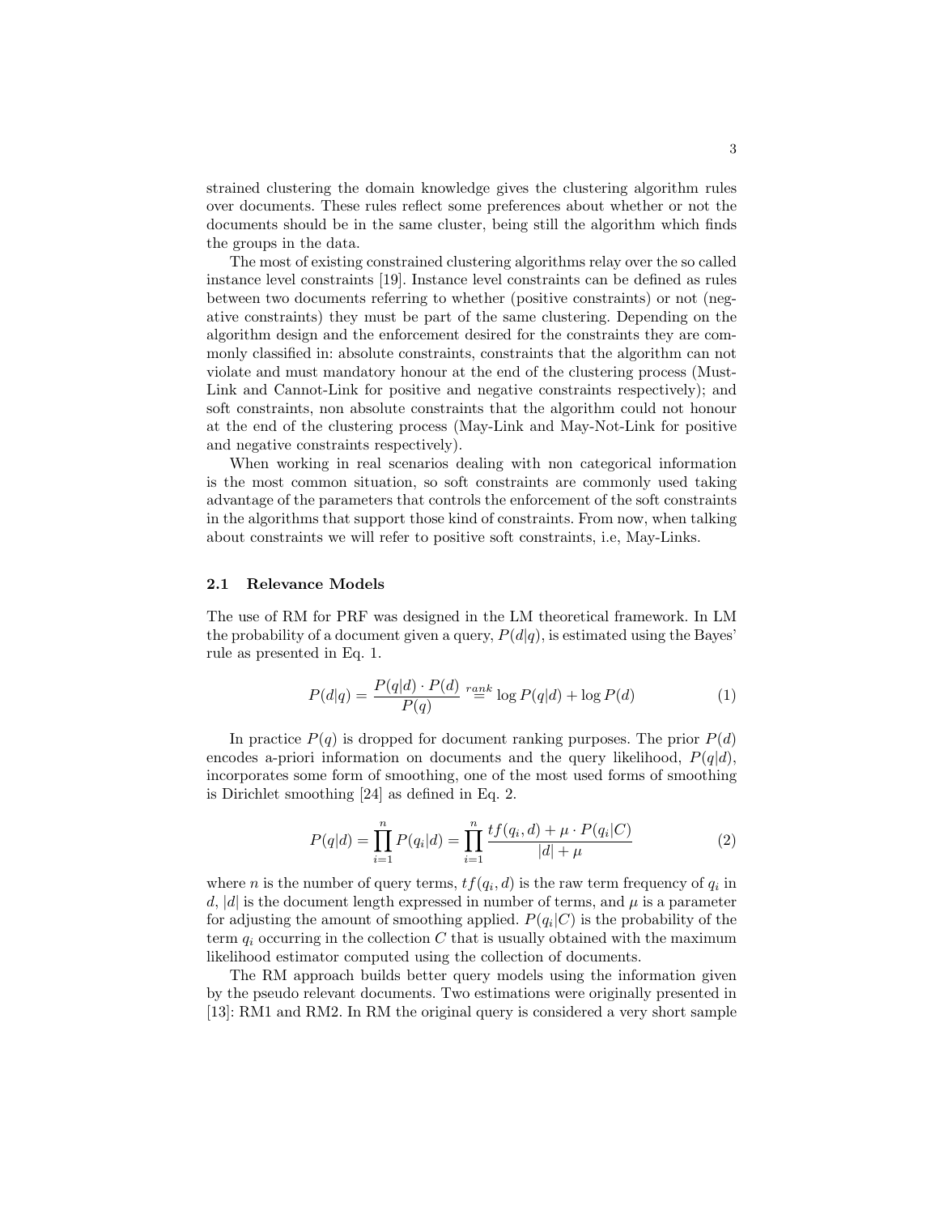strained clustering the domain knowledge gives the clustering algorithm rules over documents. These rules reflect some preferences about whether or not the documents should be in the same cluster, being still the algorithm which finds the groups in the data.

The most of existing constrained clustering algorithms relay over the so called instance level constraints [19]. Instance level constraints can be defined as rules between two documents referring to whether (positive constraints) or not (negative constraints) they must be part of the same clustering. Depending on the algorithm design and the enforcement desired for the constraints they are commonly classified in: absolute constraints, constraints that the algorithm can not violate and must mandatory honour at the end of the clustering process (Must-Link and Cannot-Link for positive and negative constraints respectively); and soft constraints, non absolute constraints that the algorithm could not honour at the end of the clustering process (May-Link and May-Not-Link for positive and negative constraints respectively).

When working in real scenarios dealing with non categorical information is the most common situation, so soft constraints are commonly used taking advantage of the parameters that controls the enforcement of the soft constraints in the algorithms that support those kind of constraints. From now, when talking about constraints we will refer to positive soft constraints, i.e, May-Links.

### 2.1 Relevance Models

The use of RM for PRF was designed in the LM theoretical framework. In LM the probability of a document given a query, $P(d|q)$, is estimated using the Bayes' rule as presented in Eq. 1.

$$P(d|q) = \frac{P(q|d) \cdot P(d)}{P(q)} \stackrel{rank}{=} \log P(q|d) + \log P(d) \tag{1}$$

In practice $P(q)$ is dropped for document ranking purposes. The prior $P(d)$ encodes a-priori information on documents and the query likelihood, $P(q|d)$, incorporates some form of smoothing, one of the most used forms of smoothing is Dirichlet smoothing [24] as defined in Eq. 2.

$$P(q|d) = \prod_{i=1}^{n} P(q_i|d) = \prod_{i=1}^{n} \frac{tf(q_i, d) + \mu \cdot P(q_i|C)}{|d| + \mu} \tag{2}$$

where $n$ is the number of query terms, $tf(q_i, d)$ is the raw term frequency of $q_i$ in $d$, $|d|$ is the document length expressed in number of terms, and $\mu$ is a parameter for adjusting the amount of smoothing applied. $P(q_i|C)$ is the probability of the term $q_i$ occurring in the collection $C$ that is usually obtained with the maximum likelihood estimator computed using the collection of documents.

The RM approach builds better query models using the information given by the pseudo relevant documents. Two estimations were originally presented in [13]: RM1 and RM2. In RM the original query is considered a very short sample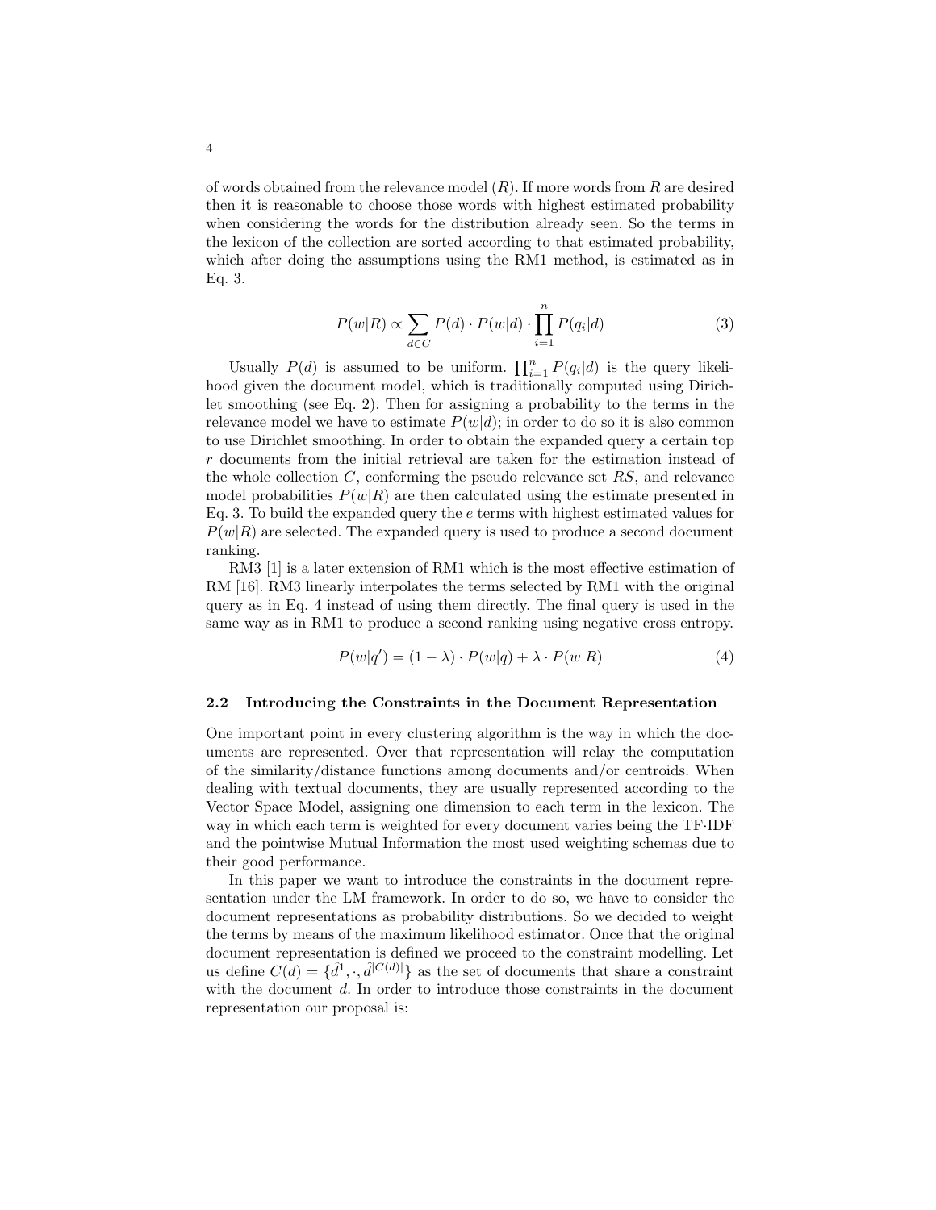of words obtained from the relevance model ($R$). If more words from $R$ are desired then it is reasonable to choose those words with highest estimated probability when considering the words for the distribution already seen. So the terms in the lexicon of the collection are sorted according to that estimated probability, which after doing the assumptions using the RM1 method, is estimated as in Eq. 3.

$$P(w|R) \propto \sum_{d \in C} P(d) \cdot P(w|d) \cdot \prod_{i=1}^{n} P(q_i|d) \tag{3}$$

Usually $P(d)$ is assumed to be uniform. $\prod_{i=1}^{n} P(q_i|d)$ is the query likelihood given the document model, which is traditionally computed using Dirichlet smoothing (see Eq. 2). Then for assigning a probability to the terms in the relevance model we have to estimate $P(w|d)$; in order to do so it is also common to use Dirichlet smoothing. In order to obtain the expanded query a certain top $r$ documents from the initial retrieval are taken for the estimation instead of the whole collection $C$, conforming the pseudo relevance set $RS$, and relevance model probabilities $P(w|R)$ are then calculated using the estimate presented in Eq. 3. To build the expanded query the $e$ terms with highest estimated values for $P(w|R)$ are selected. The expanded query is used to produce a second document ranking.

RM3 [1] is a later extension of RM1 which is the most effective estimation of RM [16]. RM3 linearly interpolates the terms selected by RM1 with the original query as in Eq. 4 instead of using them directly. The final query is used in the same way as in RM1 to produce a second ranking using negative cross entropy.

$$P(w|q') = (1 - \lambda) \cdot P(w|q) + \lambda \cdot P(w|R) \tag{4}$$

### 2.2 Introducing the Constraints in the Document Representation

One important point in every clustering algorithm is the way in which the documents are represented. Over that representation will relay the computation of the similarity/distance functions among documents and/or centroids. When dealing with textual documents, they are usually represented according to the Vector Space Model, assigning one dimension to each term in the lexicon. The way in which each term is weighted for every document varies being the TF·IDF and the pointwise Mutual Information the most used weighting schemas due to their good performance.

In this paper we want to introduce the constraints in the document representation under the LM framework. In order to do so, we have to consider the document representations as probability distributions. So we decided to weight the terms by means of the maximum likelihood estimator. Once that the original document representation is defined we proceed to the constraint modelling. Let us define $C(d) = \{\hat{d}^1, \cdot, \hat{d}^{|C(d)|}\}$ as the set of documents that share a constraint with the document $d$. In order to introduce those constraints in the document representation our proposal is: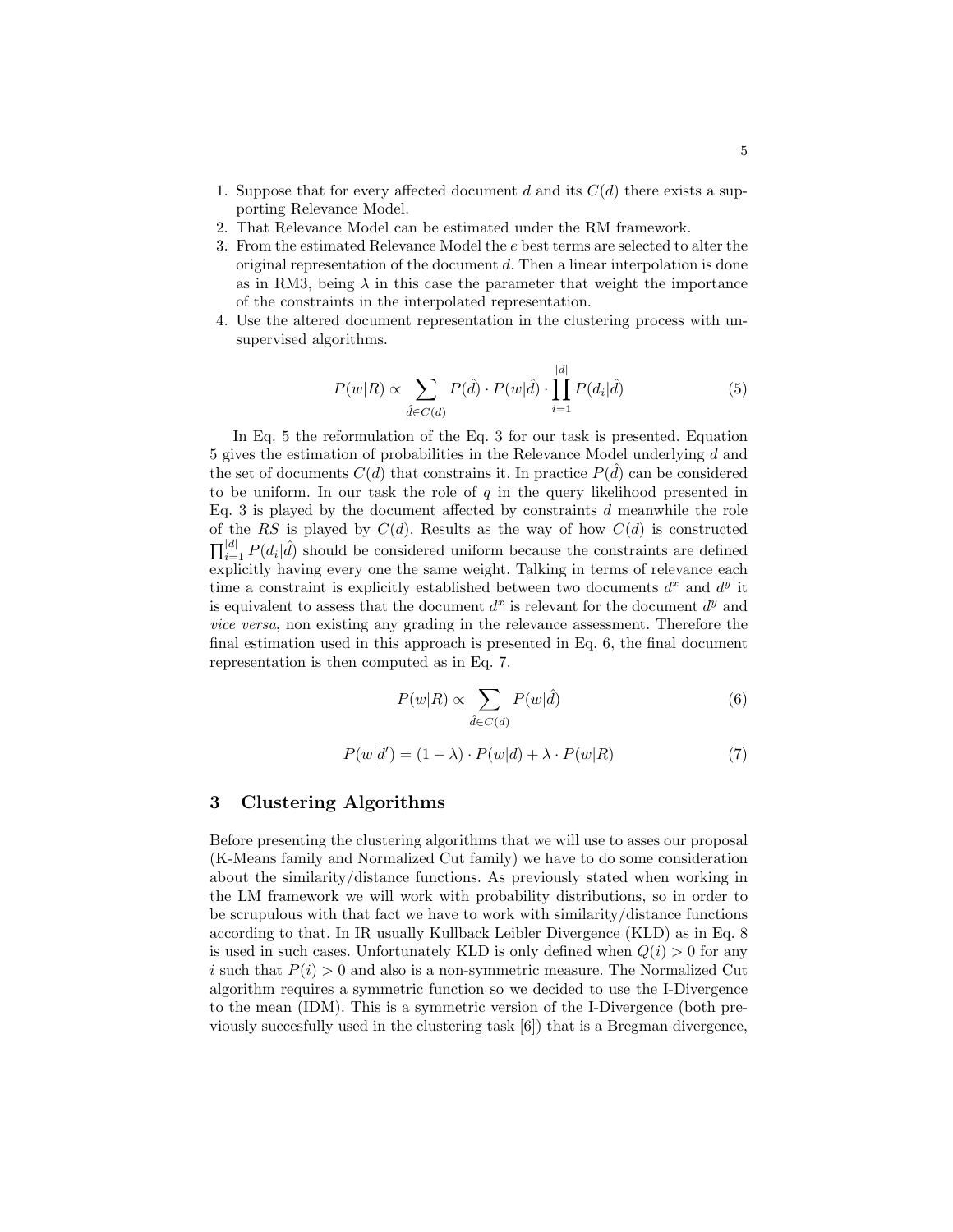1. Suppose that for every affected document $d$ and its $C(d)$ there exists a supporting Relevance Model.
2. That Relevance Model can be estimated under the RM framework.
3. From the estimated Relevance Model the $e$ best terms are selected to alter the original representation of the document $d$. Then a linear interpolation is done as in RM3, being $\lambda$ in this case the parameter that weight the importance of the constraints in the interpolated representation.
4. Use the altered document representation in the clustering process with unsupervised algorithms.

$$P(w|R) \propto \sum_{\hat{d} \in C(d)} P(\hat{d}) \cdot P(w|\hat{d}) \cdot \prod_{i=1}^{|d|} P(d_i|\hat{d}) \tag{5}$$

In Eq. 5 the reformulation of the Eq. 3 for our task is presented. Equation 5 gives the estimation of probabilities in the Relevance Model underlying $d$ and the set of documents $C(d)$ that constrains it. In practice $P(\hat{d})$ can be considered to be uniform. In our task the role of $q$ in the query likelihood presented in Eq. 3 is played by the document affected by constraints $d$ meanwhile the role of the $RS$ is played by $C(d)$. Results as the way of how $C(d)$ is constructed $\prod_{i=1}^{|d|} P(d_i|\hat{d})$ should be considered uniform because the constraints are defined explicitly having every one the same weight. Talking in terms of relevance each time a constraint is explicitly established between two documents $d^x$ and $d^y$ it is equivalent to assess that the document $d^x$ is relevant for the document $d^y$ and *vice versa*, non existing any grading in the relevance assessment. Therefore the final estimation used in this approach is presented in Eq. 6, the final document representation is then computed as in Eq. 7.

$$P(w|R) \propto \sum_{\hat{d} \in C(d)} P(w|\hat{d}) \tag{6}$$

$$P(w|d') = (1 - \lambda) \cdot P(w|d) + \lambda \cdot P(w|R) \tag{7}$$

## 3 Clustering Algorithms

Before presenting the clustering algorithms that we will use to asses our proposal (K-Means family and Normalized Cut family) we have to do some consideration about the similarity/distance functions. As previously stated when working in the LM framework we will work with probability distributions, so in order to be scrupulous with that fact we have to work with similarity/distance functions according to that. In IR usually Kullback Leibler Divergence (KLD) as in Eq. 8 is used in such cases. Unfortunately KLD is only defined when $Q(i) > 0$ for any $i$ such that $P(i) > 0$ and also is a non-symmetric measure. The Normalized Cut algorithm requires a symmetric function so we decided to use the I-Divergence to the mean (IDM). This is a symmetric version of the I-Divergence (both previously succesfully used in the clustering task [6]) that is a Bregman divergence,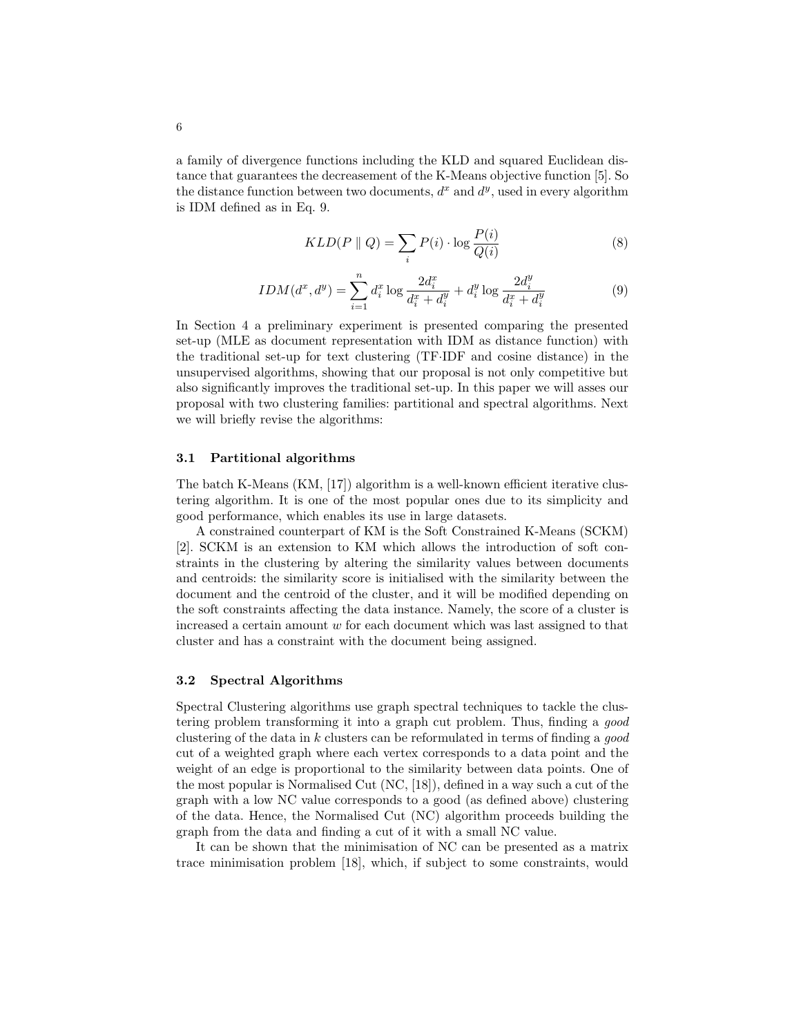a family of divergence functions including the KLD and squared Euclidean distance that guarantees the decreasement of the K-Means objective function [5]. So the distance function between two documents, $d^x$ and $d^y$, used in every algorithm is IDM defined as in Eq. 9.

$$KLD(P \parallel Q) = \sum_i P(i) \cdot \log \frac{P(i)}{Q(i)} \tag{8}$$

$$IDM(d^x, d^y) = \sum_{i=1}^{n} d_i^x \log \frac{2d_i^x}{d_i^x + d_i^y} + d_i^y \log \frac{2d_i^y}{d_i^x + d_i^y} \tag{9}$$

In Section 4 a preliminary experiment is presented comparing the presented set-up (MLE as document representation with IDM as distance function) with the traditional set-up for text clustering (TF·IDF and cosine distance) in the unsupervised algorithms, showing that our proposal is not only competitive but also significantly improves the traditional set-up. In this paper we will asses our proposal with two clustering families: partitional and spectral algorithms. Next we will briefly revise the algorithms:

### 3.1 Partitional algorithms

The batch K-Means (KM, [17]) algorithm is a well-known efficient iterative clustering algorithm. It is one of the most popular ones due to its simplicity and good performance, which enables its use in large datasets.

A constrained counterpart of KM is the Soft Constrained K-Means (SCKM) [2]. SCKM is an extension to KM which allows the introduction of soft constraints in the clustering by altering the similarity values between documents and centroids: the similarity score is initialised with the similarity between the document and the centroid of the cluster, and it will be modified depending on the soft constraints affecting the data instance. Namely, the score of a cluster is increased a certain amount $w$ for each document which was last assigned to that cluster and has a constraint with the document being assigned.

### 3.2 Spectral Algorithms

Spectral Clustering algorithms use graph spectral techniques to tackle the clustering problem transforming it into a graph cut problem. Thus, finding a *good* clustering of the data in $k$ clusters can be reformulated in terms of finding a *good* cut of a weighted graph where each vertex corresponds to a data point and the weight of an edge is proportional to the similarity between data points. One of the most popular is Normalised Cut (NC, [18]), defined in a way such a cut of the graph with a low NC value corresponds to a good (as defined above) clustering of the data. Hence, the Normalised Cut (NC) algorithm proceeds building the graph from the data and finding a cut of it with a small NC value.

It can be shown that the minimisation of NC can be presented as a matrix trace minimisation problem [18], which, if subject to some constraints, would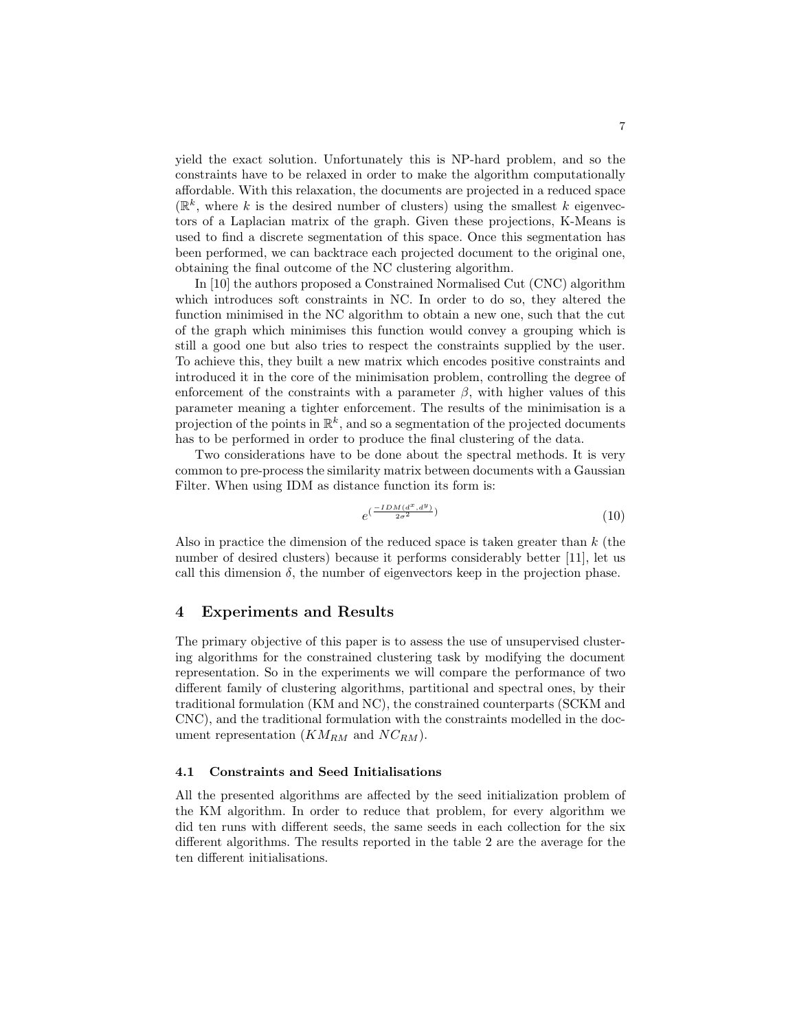yield the exact solution. Unfortunately this is NP-hard problem, and so the constraints have to be relaxed in order to make the algorithm computationally affordable. With this relaxation, the documents are projected in a reduced space ($\mathbb{R}^k$, where $k$ is the desired number of clusters) using the smallest $k$ eigenvectors of a Laplacian matrix of the graph. Given these projections, K-Means is used to find a discrete segmentation of this space. Once this segmentation has been performed, we can backtrace each projected document to the original one, obtaining the final outcome of the NC clustering algorithm.

In [10] the authors proposed a Constrained Normalised Cut (CNC) algorithm which introduces soft constraints in NC. In order to do so, they altered the function minimised in the NC algorithm to obtain a new one, such that the cut of the graph which minimises this function would convey a grouping which is still a good one but also tries to respect the constraints supplied by the user. To achieve this, they built a new matrix which encodes positive constraints and introduced it in the core of the minimisation problem, controlling the degree of enforcement of the constraints with a parameter $\beta$, with higher values of this parameter meaning a tighter enforcement. The results of the minimisation is a projection of the points in $\mathbb{R}^k$, and so a segmentation of the projected documents has to be performed in order to produce the final clustering of the data.

Two considerations have to be done about the spectral methods. It is very common to pre-process the similarity matrix between documents with a Gaussian Filter. When using IDM as distance function its form is:

$$e^{\left(\frac{-IDM(d^x, d^y)}{2\sigma^2}\right)} \tag{10}$$

Also in practice the dimension of the reduced space is taken greater than $k$ (the number of desired clusters) because it performs considerably better [11], let us call this dimension $\delta$, the number of eigenvectors keep in the projection phase.

## 4 Experiments and Results

The primary objective of this paper is to assess the use of unsupervised clustering algorithms for the constrained clustering task by modifying the document representation. So in the experiments we will compare the performance of two different family of clustering algorithms, partitional and spectral ones, by their traditional formulation (KM and NC), the constrained counterparts (SCKM and CNC), and the traditional formulation with the constraints modelled in the document representation ($KM_{RM}$ and $NC_{RM}$).

### 4.1 Constraints and Seed Initialisations

All the presented algorithms are affected by the seed initialization problem of the KM algorithm. In order to reduce that problem, for every algorithm we did ten runs with different seeds, the same seeds in each collection for the six different algorithms. The results reported in the table 2 are the average for the ten different initialisations.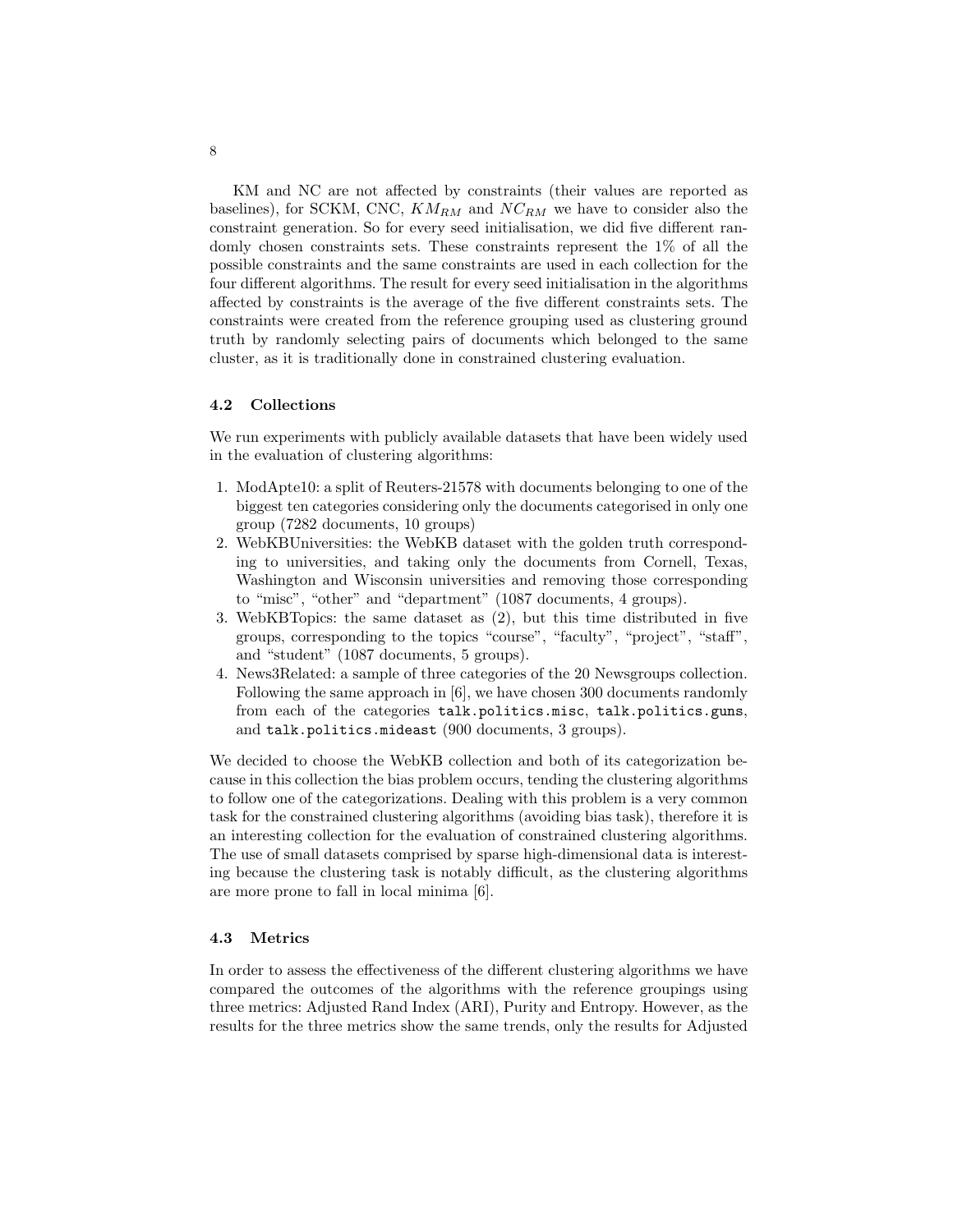KM and NC are not affected by constraints (their values are reported as baselines), for SCKM, CNC, $KM_{RM}$ and $NC_{RM}$ we have to consider also the constraint generation. So for every seed initialisation, we did five different randomly chosen constraints sets. These constraints represent the 1% of all the possible constraints and the same constraints are used in each collection for the four different algorithms. The result for every seed initialisation in the algorithms affected by constraints is the average of the five different constraints sets. The constraints were created from the reference grouping used as clustering ground truth by randomly selecting pairs of documents which belonged to the same cluster, as it is traditionally done in constrained clustering evaluation.

### 4.2 Collections

We run experiments with publicly available datasets that have been widely used in the evaluation of clustering algorithms:

1. ModApte10: a split of Reuters-21578 with documents belonging to one of the biggest ten categories considering only the documents categorised in only one group (7282 documents, 10 groups)
2. WebKBUniversities: the WebKB dataset with the golden truth corresponding to universities, and taking only the documents from Cornell, Texas, Washington and Wisconsin universities and removing those corresponding to "misc", "other" and "department" (1087 documents, 4 groups).
3. WebKBTopics: the same dataset as (2), but this time distributed in five groups, corresponding to the topics "course", "faculty", "project", "staff", and "student" (1087 documents, 5 groups).
4. News3Related: a sample of three categories of the 20 Newsgroups collection. Following the same approach in [6], we have chosen 300 documents randomly from each of the categories `talk.politics.misc`, `talk.politics.guns`, and `talk.politics.mideast` (900 documents, 3 groups).

We decided to choose the WebKB collection and both of its categorization because in this collection the bias problem occurs, tending the clustering algorithms to follow one of the categorizations. Dealing with this problem is a very common task for the constrained clustering algorithms (avoiding bias task), therefore it is an interesting collection for the evaluation of constrained clustering algorithms. The use of small datasets comprised by sparse high-dimensional data is interesting because the clustering task is notably difficult, as the clustering algorithms are more prone to fall in local minima [6].

### 4.3 Metrics

In order to assess the effectiveness of the different clustering algorithms we have compared the outcomes of the algorithms with the reference groupings using three metrics: Adjusted Rand Index (ARI), Purity and Entropy. However, as the results for the three metrics show the same trends, only the results for Adjusted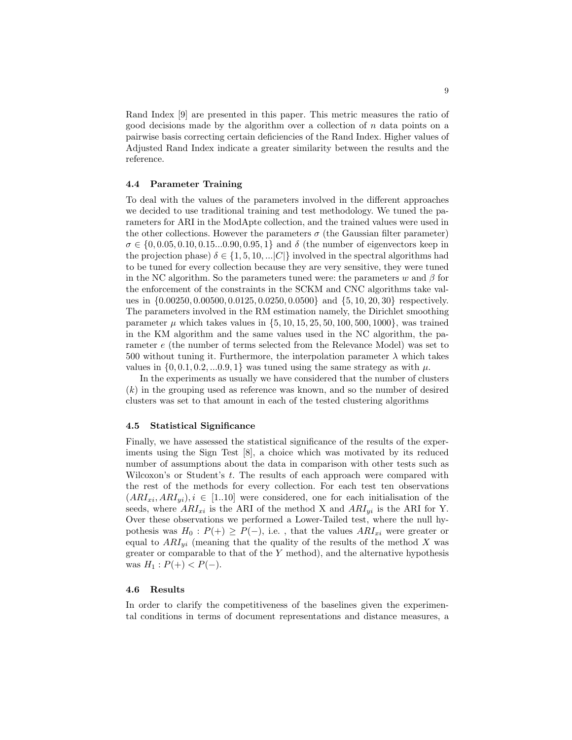Rand Index [9] are presented in this paper. This metric measures the ratio of good decisions made by the algorithm over a collection of $n$ data points on a pairwise basis correcting certain deficiencies of the Rand Index. Higher values of Adjusted Rand Index indicate a greater similarity between the results and the reference.

### 4.4 Parameter Training

To deal with the values of the parameters involved in the different approaches we decided to use traditional training and test methodology. We tuned the parameters for ARI in the ModApte collection, and the trained values were used in the other collections. However the parameters $\sigma$ (the Gaussian filter parameter) $\sigma \in \{0, 0.05, 0.10, 0.15...0.90, 0.95, 1\}$ and $\delta$ (the number of eigenvectors keep in the projection phase) $\delta \in \{1, 5, 10, ...|C|\}$ involved in the spectral algorithms had to be tuned for every collection because they are very sensitive, they were tuned in the NC algorithm. So the parameters tuned were: the parameters $w$ and $\beta$ for the enforcement of the constraints in the SCKM and CNC algorithms take values in $\{0.00250, 0.00500, 0.0125, 0.0250, 0.0500\}$ and $\{5, 10, 20, 30\}$ respectively. The parameters involved in the RM estimation namely, the Dirichlet smoothing parameter $\mu$ which takes values in $\{5, 10, 15, 25, 50, 100, 500, 1000\}$, was trained in the KM algorithm and the same values used in the NC algorithm, the parameter $e$ (the number of terms selected from the Relevance Model) was set to 500 without tuning it. Furthermore, the interpolation parameter $\lambda$ which takes values in $\{0, 0.1, 0.2, ...0.9, 1\}$ was tuned using the same strategy as with $\mu$.

In the experiments as usually we have considered that the number of clusters ($k$) in the grouping used as reference was known, and so the number of desired clusters was set to that amount in each of the tested clustering algorithms

### 4.5 Statistical Significance

Finally, we have assessed the statistical significance of the results of the experiments using the Sign Test [8], a choice which was motivated by its reduced number of assumptions about the data in comparison with other tests such as Wilcoxon's or Student's $t$. The results of each approach were compared with the rest of the methods for every collection. For each test ten observations $(ARI_{xi}, ARI_{yi}), i \in [1..10]$ were considered, one for each initialisation of the seeds, where $ARI_{xi}$ is the ARI of the method X and $ARI_{yi}$ is the ARI for Y. Over these observations we performed a Lower-Tailed test, where the null hypothesis was $H_0 : P(+) \geq P(-)$, i.e. , that the values $ARI_{xi}$ were greater or equal to $ARI_{yi}$ (meaning that the quality of the results of the method $X$ was greater or comparable to that of the $Y$ method), and the alternative hypothesis was $H_1 : P(+) < P(-)$.

### 4.6 Results

In order to clarify the competitiveness of the baselines given the experimental conditions in terms of document representations and distance measures, a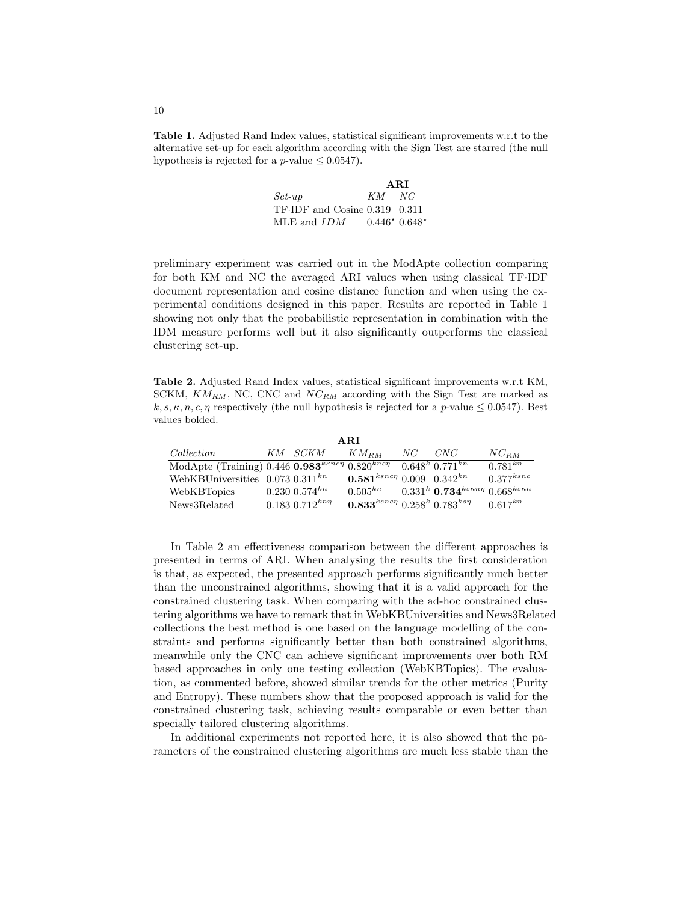**Table 1.** Adjusted Rand Index values, statistical significant improvements w.r.t to the alternative set-up for each algorithm according with the Sign Test are starred (the null hypothesis is rejected for a $p$-value $\leq 0.0547$).

| | **ARI** | |
|---|---|---|
| *Set-up* | *KM* | *NC* |
| TF·IDF and Cosine | 0.319 | 0.311 |
| MLE and $IDM$ | $0.446^{\star}$ | $0.648^{\star}$ |

preliminary experiment was carried out in the ModApte collection comparing for both KM and NC the averaged ARI values when using classical TF·IDF document representation and cosine distance function and when using the experimental conditions designed in this paper. Results are reported in Table 1 showing not only that the probabilistic representation in combination with the IDM measure performs well but it also significantly outperforms the classical clustering set-up.

**Table 2.** Adjusted Rand Index values, statistical significant improvements w.r.t KM, SCKM, $KM_{RM}$, NC, CNC and $NC_{RM}$ according with the Sign Test are marked as $k, s, \kappa, n, c, \eta$ respectively (the null hypothesis is rejected for a $p$-value $\leq 0.0547$). Best values bolded.

| | | | **ARI** | | | |
|---|---|---|---|---|---|---|
| *Collection* | *KM* | *SCKM* | $KM_{RM}$ | *NC* | *CNC* | $NC_{RM}$ |
| ModApte (Training) | 0.446 | $\mathbf{0.983}^{\kappa n c \eta}$ | $0.820^{k n c \eta}$ | $0.648^{k}$ | $0.771^{k n}$ | $0.781^{k n}$ |
| WebKBUniversities | 0.073 | $0.311^{k n}$ | $\mathbf{0.581}^{k s n c \eta}$ | 0.009 | $0.342^{k n}$ | $0.377^{k s n c}$ |
| WebKBTopics | 0.230 | $0.574^{k n}$ | $0.505^{k n}$ | $0.331^{k}$ | $\mathbf{0.734}^{k s \kappa n \eta}$ | $0.668^{k s \kappa n}$ |
| News3Related | 0.183 | $0.712^{k n \eta}$ | $\mathbf{0.833}^{k s n c \eta}$ | $0.258^{k}$ | $0.783^{k s \eta}$ | $0.617^{k n}$ |

In Table 2 an effectiveness comparison between the different approaches is presented in terms of ARI. When analysing the results the first consideration is that, as expected, the presented approach performs significantly much better than the unconstrained algorithms, showing that it is a valid approach for the constrained clustering task. When comparing with the ad-hoc constrained clustering algorithms we have to remark that in WebKBUniversities and News3Related collections the best method is one based on the language modelling of the constraints and performs significantly better than both constrained algorithms, meanwhile only the CNC can achieve significant improvements over both RM based approaches in only one testing collection (WebKBTopics). The evaluation, as commented before, showed similar trends for the other metrics (Purity and Entropy). These numbers show that the proposed approach is valid for the constrained clustering task, achieving results comparable or even better than specially tailored clustering algorithms.

In additional experiments not reported here, it is also showed that the parameters of the constrained clustering algorithms are much less stable than the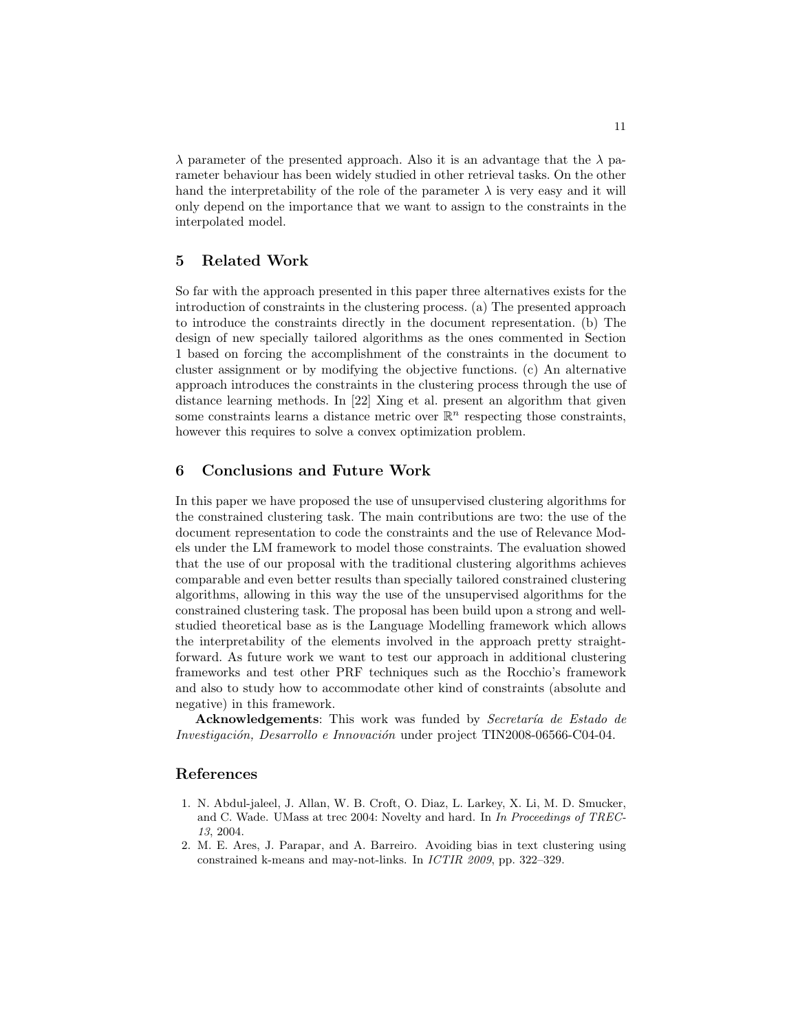$\lambda$ parameter of the presented approach. Also it is an advantage that the $\lambda$ parameter behaviour has been widely studied in other retrieval tasks. On the other hand the interpretability of the role of the parameter $\lambda$ is very easy and it will only depend on the importance that we want to assign to the constraints in the interpolated model.

## 5 Related Work

So far with the approach presented in this paper three alternatives exists for the introduction of constraints in the clustering process. (a) The presented approach to introduce the constraints directly in the document representation. (b) The design of new specially tailored algorithms as the ones commented in Section 1 based on forcing the accomplishment of the constraints in the document to cluster assignment or by modifying the objective functions. (c) An alternative approach introduces the constraints in the clustering process through the use of distance learning methods. In [22] Xing et al. present an algorithm that given some constraints learns a distance metric over $\mathbb{R}^n$ respecting those constraints, however this requires to solve a convex optimization problem.

## 6 Conclusions and Future Work

In this paper we have proposed the use of unsupervised clustering algorithms for the constrained clustering task. The main contributions are two: the use of the document representation to code the constraints and the use of Relevance Models under the LM framework to model those constraints. The evaluation showed that the use of our proposal with the traditional clustering algorithms achieves comparable and even better results than specially tailored constrained clustering algorithms, allowing in this way the use of the unsupervised algorithms for the constrained clustering task. The proposal has been build upon a strong and well-studied theoretical base as is the Language Modelling framework which allows the interpretability of the elements involved in the approach pretty straightforward. As future work we want to test our approach in additional clustering frameworks and test other PRF techniques such as the Rocchio's framework and also to study how to accommodate other kind of constraints (absolute and negative) in this framework.

**Acknowledgements**: This work was funded by *Secretaría de Estado de Investigación, Desarrollo e Innovación* under project TIN2008-06566-C04-04.

## References

1. N. Abdul-jaleel, J. Allan, W. B. Croft, O. Diaz, L. Larkey, X. Li, M. D. Smucker, and C. Wade. UMass at trec 2004: Novelty and hard. In *In Proceedings of TREC-13*, 2004.
2. M. E. Ares, J. Parapar, and A. Barreiro. Avoiding bias in text clustering using constrained k-means and may-not-links. In *ICTIR 2009*, pp. 322–329.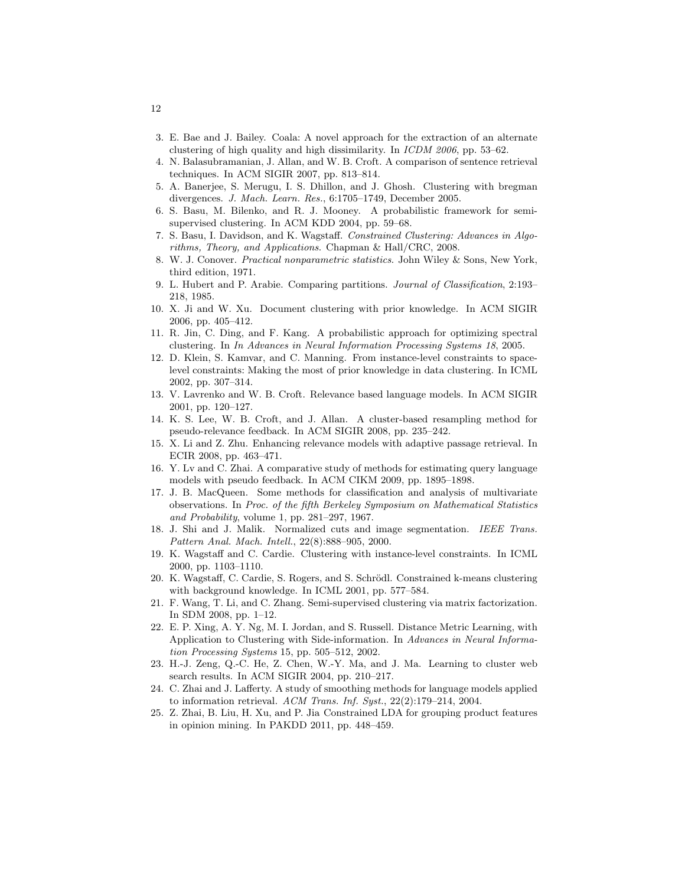3. E. Bae and J. Bailey. Coala: A novel approach for the extraction of an alternate clustering of high quality and high dissimilarity. In *ICDM 2006*, pp. 53–62.
4. N. Balasubramanian, J. Allan, and W. B. Croft. A comparison of sentence retrieval techniques. In ACM SIGIR 2007, pp. 813–814.
5. A. Banerjee, S. Merugu, I. S. Dhillon, and J. Ghosh. Clustering with bregman divergences. *J. Mach. Learn. Res.*, 6:1705–1749, December 2005.
6. S. Basu, M. Bilenko, and R. J. Mooney. A probabilistic framework for semi-supervised clustering. In ACM KDD 2004, pp. 59–68.
7. S. Basu, I. Davidson, and K. Wagstaff. *Constrained Clustering: Advances in Algorithms, Theory, and Applications.* Chapman & Hall/CRC, 2008.
8. W. J. Conover. *Practical nonparametric statistics.* John Wiley & Sons, New York, third edition, 1971.
9. L. Hubert and P. Arabie. Comparing partitions. *Journal of Classification*, 2:193–218, 1985.
10. X. Ji and W. Xu. Document clustering with prior knowledge. In ACM SIGIR 2006, pp. 405–412.
11. R. Jin, C. Ding, and F. Kang. A probabilistic approach for optimizing spectral clustering. In *In Advances in Neural Information Processing Systems 18*, 2005.
12. D. Klein, S. Kamvar, and C. Manning. From instance-level constraints to space-level constraints: Making the most of prior knowledge in data clustering. In ICML 2002, pp. 307–314.
13. V. Lavrenko and W. B. Croft. Relevance based language models. In ACM SIGIR 2001, pp. 120–127.
14. K. S. Lee, W. B. Croft, and J. Allan. A cluster-based resampling method for pseudo-relevance feedback. In ACM SIGIR 2008, pp. 235–242.
15. X. Li and Z. Zhu. Enhancing relevance models with adaptive passage retrieval. In ECIR 2008, pp. 463–471.
16. Y. Lv and C. Zhai. A comparative study of methods for estimating query language models with pseudo feedback. In ACM CIKM 2009, pp. 1895–1898.
17. J. B. MacQueen. Some methods for classification and analysis of multivariate observations. In *Proc. of the fifth Berkeley Symposium on Mathematical Statistics and Probability*, volume 1, pp. 281–297, 1967.
18. J. Shi and J. Malik. Normalized cuts and image segmentation. *IEEE Trans. Pattern Anal. Mach. Intell.*, 22(8):888–905, 2000.
19. K. Wagstaff and C. Cardie. Clustering with instance-level constraints. In ICML 2000, pp. 1103–1110.
20. K. Wagstaff, C. Cardie, S. Rogers, and S. Schrödl. Constrained k-means clustering with background knowledge. In ICML 2001, pp. 577–584.
21. F. Wang, T. Li, and C. Zhang. Semi-supervised clustering via matrix factorization. In SDM 2008, pp. 1–12.
22. E. P. Xing, A. Y. Ng, M. I. Jordan, and S. Russell. Distance Metric Learning, with Application to Clustering with Side-information. In *Advances in Neural Information Processing Systems* 15, pp. 505–512, 2002.
23. H.-J. Zeng, Q.-C. He, Z. Chen, W.-Y. Ma, and J. Ma. Learning to cluster web search results. In ACM SIGIR 2004, pp. 210–217.
24. C. Zhai and J. Lafferty. A study of smoothing methods for language models applied to information retrieval. *ACM Trans. Inf. Syst.*, 22(2):179–214, 2004.
25. Z. Zhai, B. Liu, H. Xu, and P. Jia Constrained LDA for grouping product features in opinion mining. In PAKDD 2011, pp. 448–459.